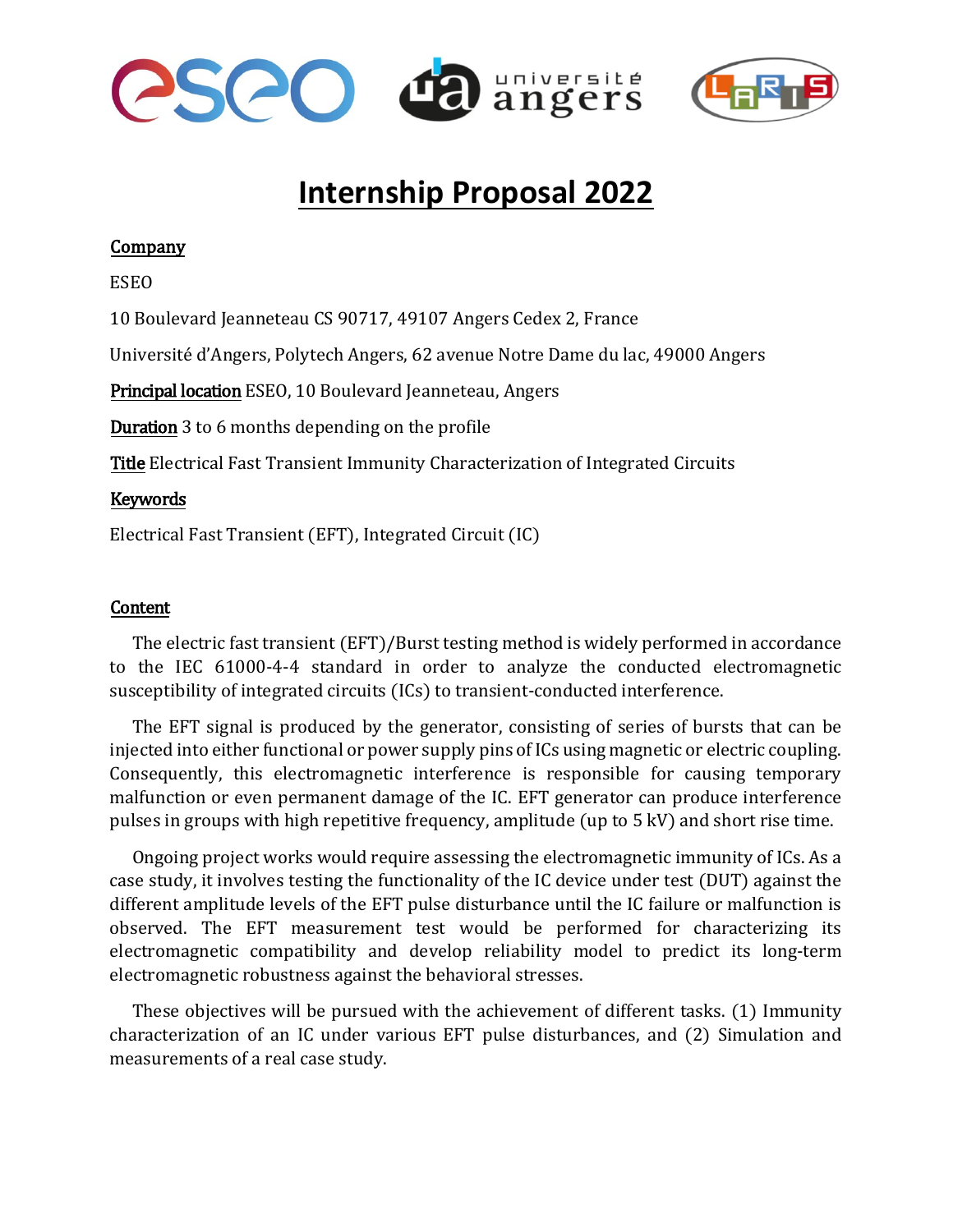# Internship Proposal 2022

**Company**

ESEO

10 Boulevard Jeanneteau CS 90717, 49107 Angers Cedex 2, France

Université d'Angers, Polytech Angers, 62 avenue Notre Dame du lac, 49000 Angers

**Principal location** ESEO, 10 Boulevard Jeanneteau, Angers

**Duration** 3 to 6 months depending on the profile

**Title** Electrical Fast Transient Immunity Characterization of Integrated Circuits

**Keywords**

Electrical Fast Transient (EFT), Integrated Circuit (IC)

**Content**

The electric fast transient (EFT)/Burst testing method is widely performed in accordance to the IEC 61000-4-4 standard in order to analyze the conducted electromagnetic susceptibility of integrated circuits (ICs) to transient-conducted interference.

The EFT signal is produced by the generator, consisting of series of bursts that can be injected into either functional or power supply pins of ICs using magnetic or electric coupling. Consequently, this electromagnetic interference is responsible for causing temporary malfunction or even permanent damage of the IC. EFT generator can produce interference pulses in groups with high repetitive frequency, amplitude (up to 5 kV) and short rise time.

Ongoing project works would require assessing the electromagnetic immunity of ICs. As a case study, it involves testing the functionality of the IC device under test (DUT) against the different amplitude levels of the EFT pulse disturbance until the IC failure or malfunction is observed. The EFT measurement test would be performed for characterizing its electromagnetic compatibility and develop reliability model to predict its long-term electromagnetic robustness against the behavioral stresses.

These objectives will be pursued with the achievement of different tasks. (1) Immunity characterization of an IC under various EFT pulse disturbances, and (2) Simulation and measurements of a real case study.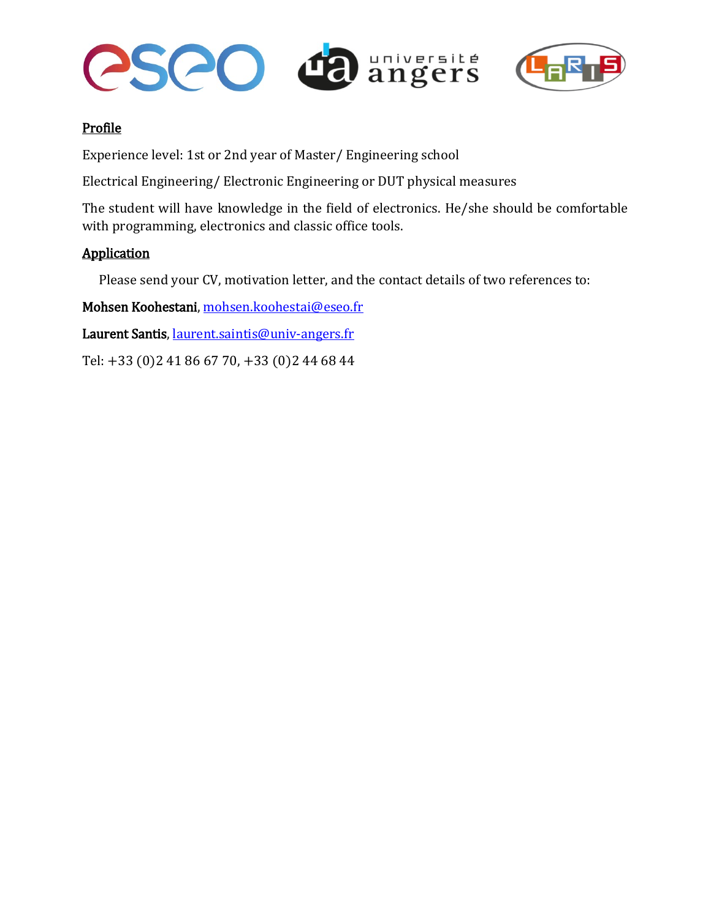**Profile**

Experience level: 1st or 2nd year of Master/ Engineering school

Electrical Engineering/ Electronic Engineering or DUT physical measures

The student will have knowledge in the field of electronics. He/she should be comfortable with programming, electronics and classic office tools.

**Application**

Please send your CV, motivation letter, and the contact details of two references to:

**Mohsen Koohestani**, mohsen.koohestai@eseo.fr

**Laurent Santis**, laurent.saintis@univ-angers.fr

Tel: +33 (0)2 41 86 67 70, +33 (0)2 44 68 44